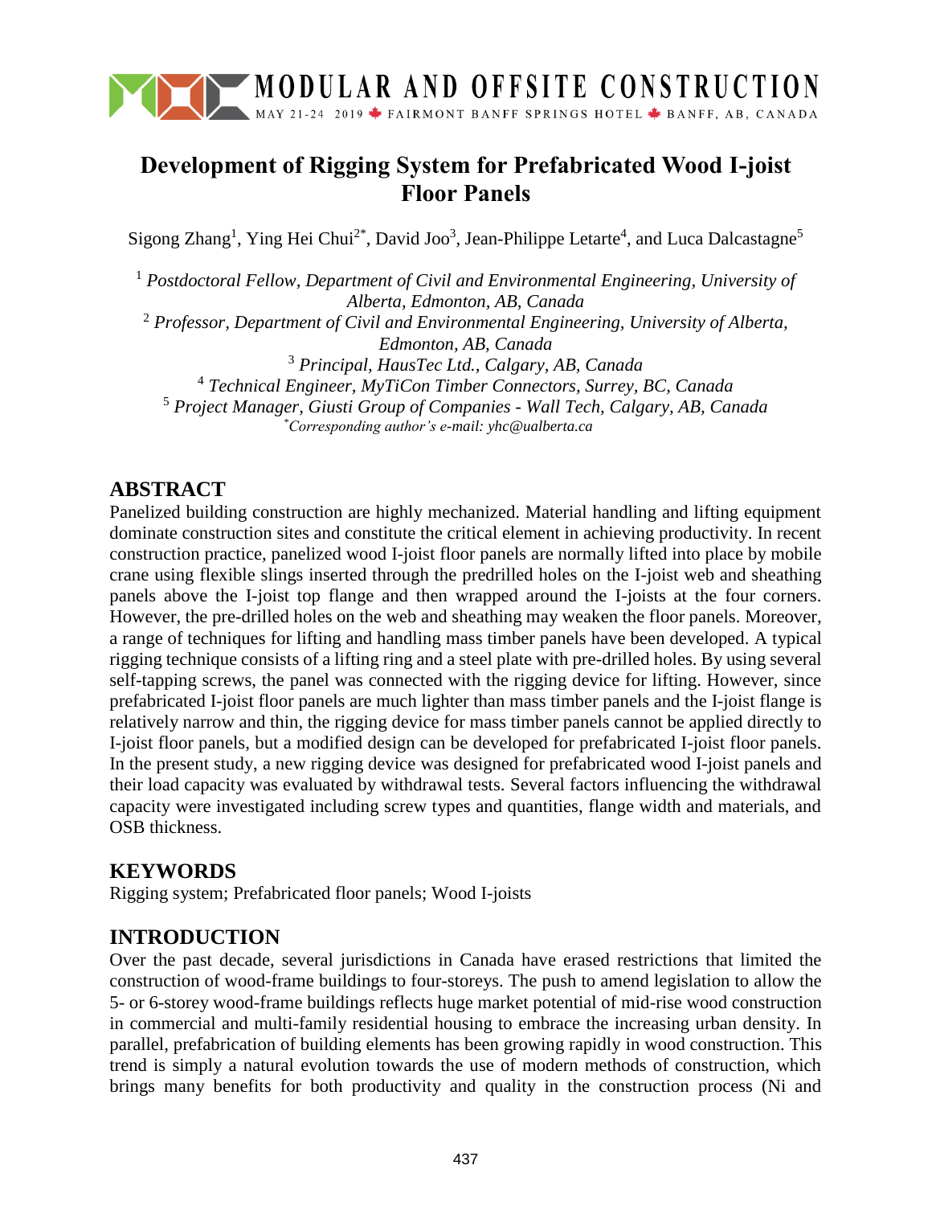# Development of Rigging System for Prefabricated Wood I-joist Floor Panels

Sigong Zhang[1], Ying Hei Chui[2*], David Joo[3], Jean-Philippe Letarte[4], and Luca Dalcastagne[5]

[1] *Postdoctoral Fellow, Department of Civil and Environmental Engineering, University of Alberta, Edmonton, AB, Canada*
[2] *Professor, Department of Civil and Environmental Engineering, University of Alberta, Edmonton, AB, Canada*
[3] *Principal, HausTec Ltd., Calgary, AB, Canada*
[4] *Technical Engineer, MyTiCon Timber Connectors, Surrey, BC, Canada*
[5] *Project Manager, Giusti Group of Companies - Wall Tech, Calgary, AB, Canada*
[*] *Corresponding author's e-mail: yhc@ualberta.ca*

## ABSTRACT

Panelized building construction are highly mechanized. Material handling and lifting equipment dominate construction sites and constitute the critical element in achieving productivity. In recent construction practice, panelized wood I-joist floor panels are normally lifted into place by mobile crane using flexible slings inserted through the predrilled holes on the I-joist web and sheathing panels above the I-joist top flange and then wrapped around the I-joists at the four corners. However, the pre-drilled holes on the web and sheathing may weaken the floor panels. Moreover, a range of techniques for lifting and handling mass timber panels have been developed. A typical rigging technique consists of a lifting ring and a steel plate with pre-drilled holes. By using several self-tapping screws, the panel was connected with the rigging device for lifting. However, since prefabricated I-joist floor panels are much lighter than mass timber panels and the I-joist flange is relatively narrow and thin, the rigging device for mass timber panels cannot be applied directly to I-joist floor panels, but a modified design can be developed for prefabricated I-joist floor panels. In the present study, a new rigging device was designed for prefabricated wood I-joist panels and their load capacity was evaluated by withdrawal tests. Several factors influencing the withdrawal capacity were investigated including screw types and quantities, flange width and materials, and OSB thickness.

## KEYWORDS

Rigging system; Prefabricated floor panels; Wood I-joists

## INTRODUCTION

Over the past decade, several jurisdictions in Canada have erased restrictions that limited the construction of wood-frame buildings to four-storeys. The push to amend legislation to allow the 5- or 6-storey wood-frame buildings reflects huge market potential of mid-rise wood construction in commercial and multi-family residential housing to embrace the increasing urban density. In parallel, prefabrication of building elements has been growing rapidly in wood construction. This trend is simply a natural evolution towards the use of modern methods of construction, which brings many benefits for both productivity and quality in the construction process (Ni and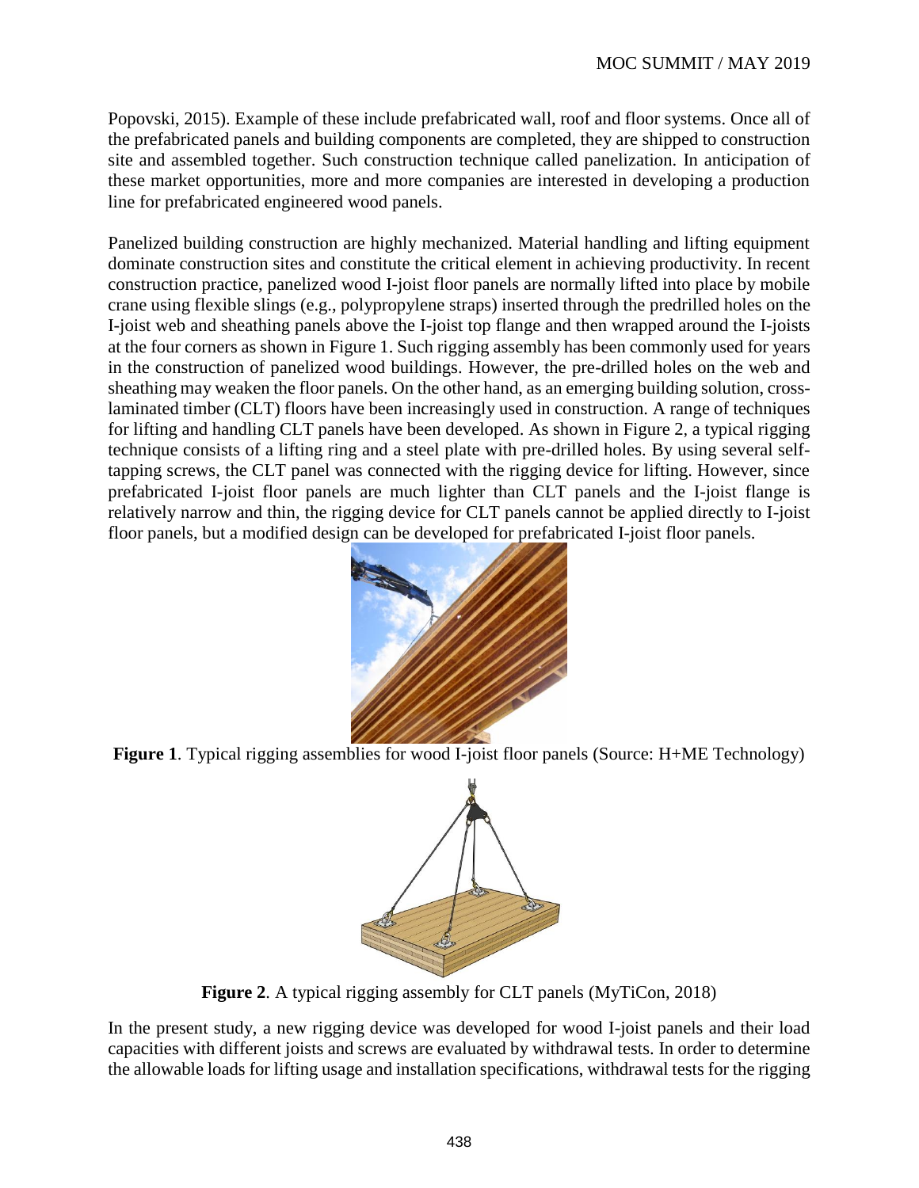Popovski, 2015). Example of these include prefabricated wall, roof and floor systems. Once all of the prefabricated panels and building components are completed, they are shipped to construction site and assembled together. Such construction technique called panelization. In anticipation of these market opportunities, more and more companies are interested in developing a production line for prefabricated engineered wood panels.

Panelized building construction are highly mechanized. Material handling and lifting equipment dominate construction sites and constitute the critical element in achieving productivity. In recent construction practice, panelized wood I-joist floor panels are normally lifted into place by mobile crane using flexible slings (e.g., polypropylene straps) inserted through the predrilled holes on the I-joist web and sheathing panels above the I-joist top flange and then wrapped around the I-joists at the four corners as shown in Figure 1. Such rigging assembly has been commonly used for years in the construction of panelized wood buildings. However, the pre-drilled holes on the web and sheathing may weaken the floor panels. On the other hand, as an emerging building solution, cross-laminated timber (CLT) floors have been increasingly used in construction. A range of techniques for lifting and handling CLT panels have been developed. As shown in Figure 2, a typical rigging technique consists of a lifting ring and a steel plate with pre-drilled holes. By using several self-tapping screws, the CLT panel was connected with the rigging device for lifting. However, since prefabricated I-joist floor panels are much lighter than CLT panels and the I-joist flange is relatively narrow and thin, the rigging device for CLT panels cannot be applied directly to I-joist floor panels, but a modified design can be developed for prefabricated I-joist floor panels.

**Figure 1**. Typical rigging assemblies for wood I-joist floor panels (Source: H+ME Technology)

**Figure 2**. A typical rigging assembly for CLT panels (MyTiCon, 2018)

In the present study, a new rigging device was developed for wood I-joist panels and their load capacities with different joists and screws are evaluated by withdrawal tests. In order to determine the allowable loads for lifting usage and installation specifications, withdrawal tests for the rigging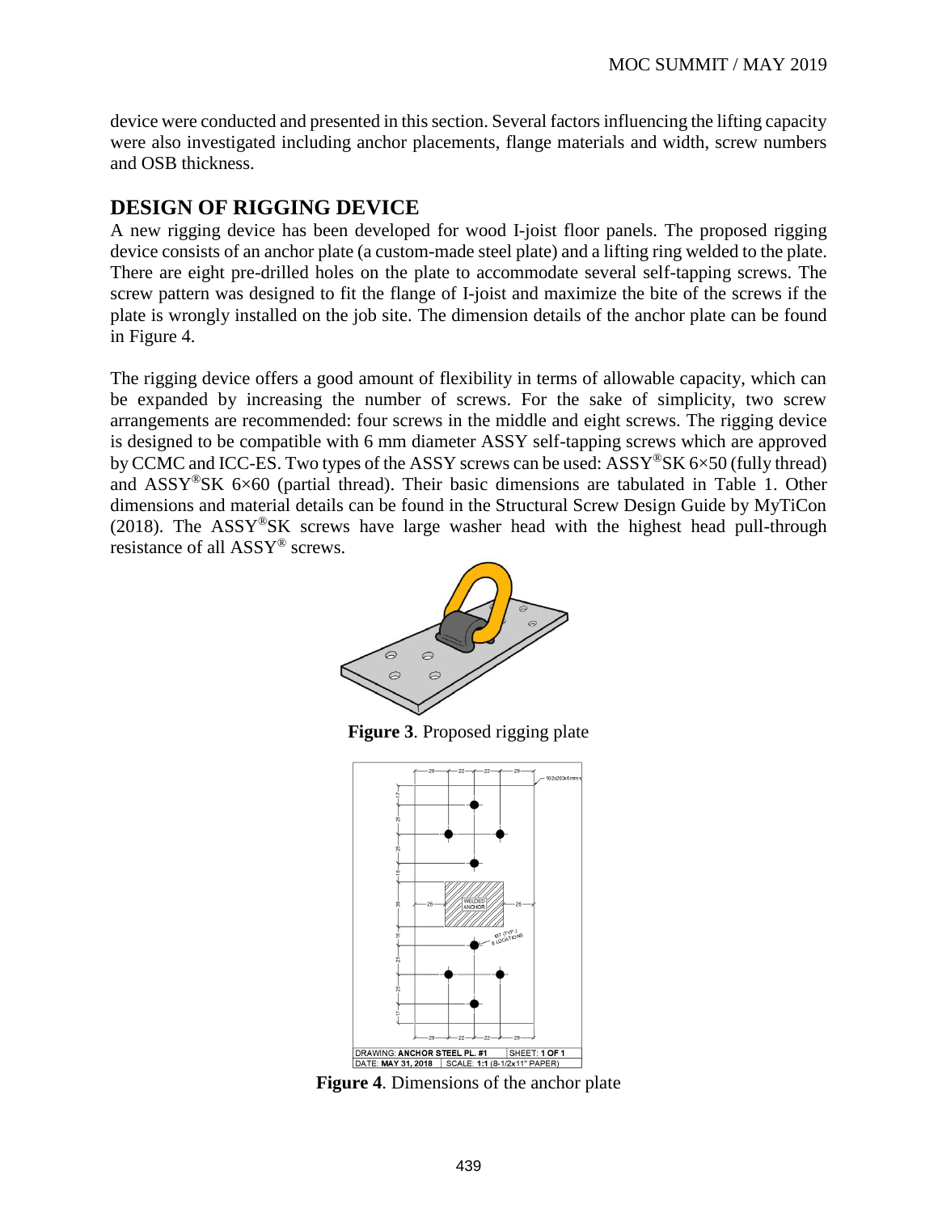device were conducted and presented in this section. Several factors influencing the lifting capacity were also investigated including anchor placements, flange materials and width, screw numbers and OSB thickness.

## DESIGN OF RIGGING DEVICE

A new rigging device has been developed for wood I-joist floor panels. The proposed rigging device consists of an anchor plate (a custom-made steel plate) and a lifting ring welded to the plate. There are eight pre-drilled holes on the plate to accommodate several self-tapping screws. The screw pattern was designed to fit the flange of I-joist and maximize the bite of the screws if the plate is wrongly installed on the job site. The dimension details of the anchor plate can be found in Figure 4.

The rigging device offers a good amount of flexibility in terms of allowable capacity, which can be expanded by increasing the number of screws. For the sake of simplicity, two screw arrangements are recommended: four screws in the middle and eight screws. The rigging device is designed to be compatible with 6 mm diameter ASSY self-tapping screws which are approved by CCMC and ICC-ES. Two types of the ASSY screws can be used: ASSY®SK 6×50 (fully thread) and ASSY®SK 6×60 (partial thread). Their basic dimensions are tabulated in Table 1. Other dimensions and material details can be found in the Structural Screw Design Guide by MyTiCon (2018). The ASSY®SK screws have large washer head with the highest head pull-through resistance of all ASSY® screws.

**Figure 3**. Proposed rigging plate

**Figure 4**. Dimensions of the anchor plate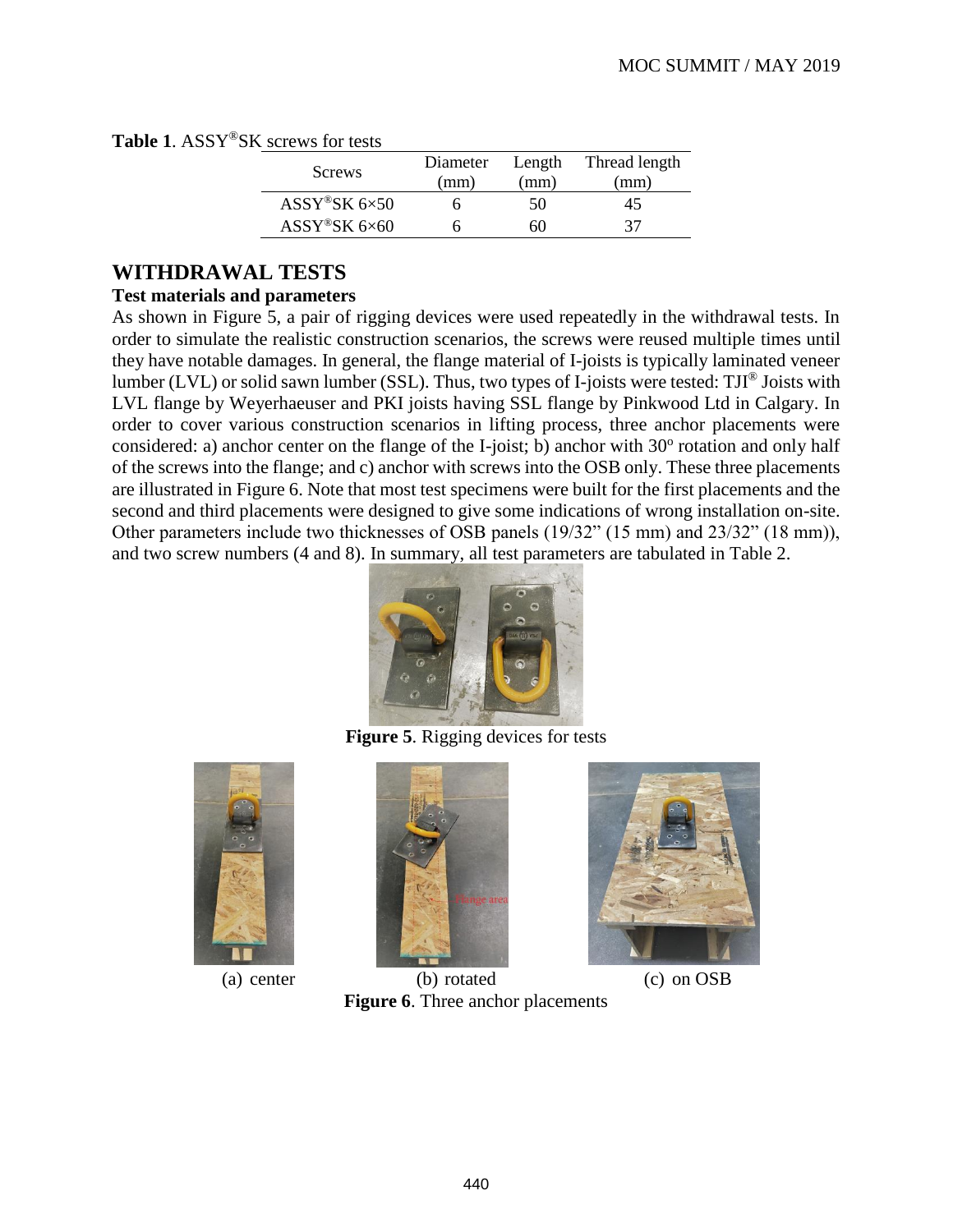**Table 1**. ASSY®SK screws for tests

| Screws | Diameter (mm) | Length (mm) | Thread length (mm) |
|---|---|---|---|
| ASSY®SK 6×50 | 6 | 50 | 45 |
| ASSY®SK 6×60 | 6 | 60 | 37 |

## WITHDRAWAL TESTS

### Test materials and parameters

As shown in Figure 5, a pair of rigging devices were used repeatedly in the withdrawal tests. In order to simulate the realistic construction scenarios, the screws were reused multiple times until they have notable damages. In general, the flange material of I-joists is typically laminated veneer lumber (LVL) or solid sawn lumber (SSL). Thus, two types of I-joists were tested: TJI® Joists with LVL flange by Weyerhaeuser and PKI joists having SSL flange by Pinkwood Ltd in Calgary. In order to cover various construction scenarios in lifting process, three anchor placements were considered: a) anchor center on the flange of the I-joist; b) anchor with 30º rotation and only half of the screws into the flange; and c) anchor with screws into the OSB only. These three placements are illustrated in Figure 6. Note that most test specimens were built for the first placements and the second and third placements were designed to give some indications of wrong installation on-site. Other parameters include two thicknesses of OSB panels (19/32" (15 mm) and 23/32" (18 mm)), and two screw numbers (4 and 8). In summary, all test parameters are tabulated in Table 2.

**Figure 5**. Rigging devices for tests

(a) center (b) rotated (c) on OSB

**Figure 6**. Three anchor placements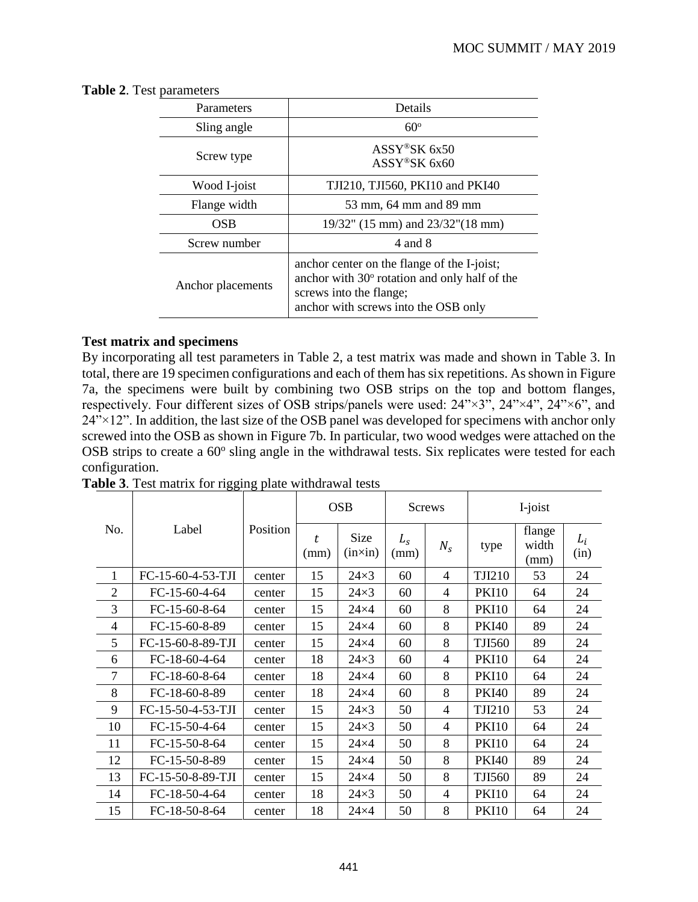**Table 2**. Test parameters

| Parameters | Details |
|---|---|
| Sling angle | 60º |
| Screw type | ASSY®SK 6x50<br>ASSY®SK 6x60 |
| Wood I-joist | TJI210, TJI560, PKI10 and PKI40 |
| Flange width | 53 mm, 64 mm and 89 mm |
| OSB | 19/32" (15 mm) and 23/32"(18 mm) |
| Screw number | 4 and 8 |
| Anchor placements | anchor center on the flange of the I-joist;<br>anchor with 30º rotation and only half of the screws into the flange;<br>anchor with screws into the OSB only |

**Test matrix and specimens**

By incorporating all test parameters in Table 2, a test matrix was made and shown in Table 3. In total, there are 19 specimen configurations and each of them has six repetitions. As shown in Figure 7a, the specimens were built by combining two OSB strips on the top and bottom flanges, respectively. Four different sizes of OSB strips/panels were used: 24"×3", 24"×4", 24"×6", and 24"×12". In addition, the last size of the OSB panel was developed for specimens with anchor only screwed into the OSB as shown in Figure 7b. In particular, two wood wedges were attached on the OSB strips to create a 60º sling angle in the withdrawal tests. Six replicates were tested for each configuration.

**Table 3**. Test matrix for rigging plate withdrawal tests

| No. | Label | Position | OSB | | Screws | | I-joist | | |
|---|---|---|---|---|---|---|---|---|---|
| | | | $t$ (mm) | Size (in×in) | $L_s$ (mm) | $N_s$ | type | flange width (mm) | $L_i$ (in) |
| 1 | FC-15-60-4-53-TJI | center | 15 | 24×3 | 60 | 4 | TJI210 | 53 | 24 |
| 2 | FC-15-60-4-64 | center | 15 | 24×3 | 60 | 4 | PKI10 | 64 | 24 |
| 3 | FC-15-60-8-64 | center | 15 | 24×4 | 60 | 8 | PKI10 | 64 | 24 |
| 4 | FC-15-60-8-89 | center | 15 | 24×4 | 60 | 8 | PKI40 | 89 | 24 |
| 5 | FC-15-60-8-89-TJI | center | 15 | 24×4 | 60 | 8 | TJI560 | 89 | 24 |
| 6 | FC-18-60-4-64 | center | 18 | 24×3 | 60 | 4 | PKI10 | 64 | 24 |
| 7 | FC-18-60-8-64 | center | 18 | 24×4 | 60 | 8 | PKI10 | 64 | 24 |
| 8 | FC-18-60-8-89 | center | 18 | 24×4 | 60 | 8 | PKI40 | 89 | 24 |
| 9 | FC-15-50-4-53-TJI | center | 15 | 24×3 | 50 | 4 | TJI210 | 53 | 24 |
| 10 | FC-15-50-4-64 | center | 15 | 24×3 | 50 | 4 | PKI10 | 64 | 24 |
| 11 | FC-15-50-8-64 | center | 15 | 24×4 | 50 | 8 | PKI10 | 64 | 24 |
| 12 | FC-15-50-8-89 | center | 15 | 24×4 | 50 | 8 | PKI40 | 89 | 24 |
| 13 | FC-15-50-8-89-TJI | center | 15 | 24×4 | 50 | 8 | TJI560 | 89 | 24 |
| 14 | FC-18-50-4-64 | center | 18 | 24×3 | 50 | 4 | PKI10 | 64 | 24 |
| 15 | FC-18-50-8-64 | center | 18 | 24×4 | 50 | 8 | PKI10 | 64 | 24 |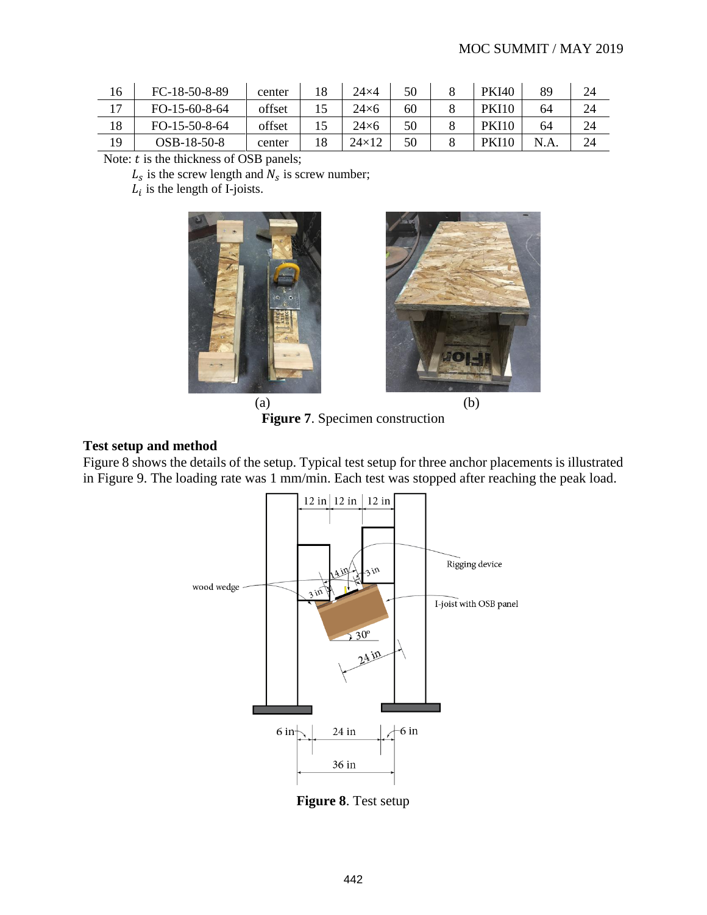| 16 | FC-18-50-8-89 | center | 18 | 24×4 | 50 | 8 | PKI40 | 89 | 24 |
|---|---|---|---|---|---|---|---|---|---|
| 17 | FO-15-60-8-64 | offset | 15 | 24×6 | 60 | 8 | PKI10 | 64 | 24 |
| 18 | FO-15-50-8-64 | offset | 15 | 24×6 | 50 | 8 | PKI10 | 64 | 24 |
| 19 | OSB-18-50-8 | center | 18 | 24×12 | 50 | 8 | PKI10 | N.A. | 24 |

Note: $t$ is the thickness of OSB panels;
$L_s$ is the screw length and $N_s$ is screw number;
$L_i$ is the length of I-joists.

(a) (b)

**Figure 7**. Specimen construction

### Test setup and method

Figure 8 shows the details of the setup. Typical test setup for three anchor placements is illustrated in Figure 9. The loading rate was 1 mm/min. Each test was stopped after reaching the peak load.

**Figure 8**. Test setup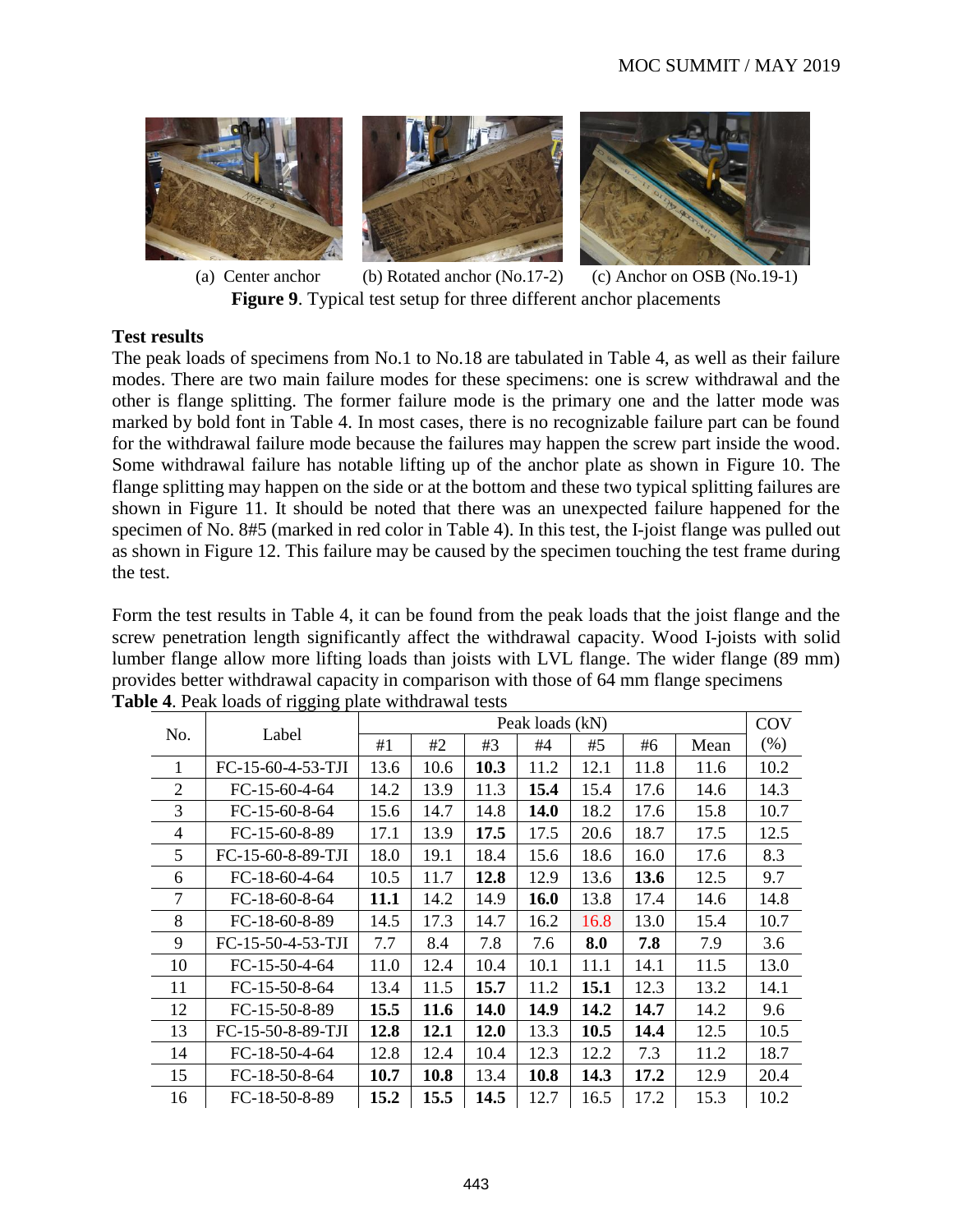(a) Center anchor (b) Rotated anchor (No.17-2) (c) Anchor on OSB (No.19-1)

**Figure 9**. Typical test setup for three different anchor placements

**Test results**

The peak loads of specimens from No.1 to No.18 are tabulated in Table 4, as well as their failure modes. There are two main failure modes for these specimens: one is screw withdrawal and the other is flange splitting. The former failure mode is the primary one and the latter mode was marked by bold font in Table 4. In most cases, there is no recognizable failure part can be found for the withdrawal failure mode because the failures may happen the screw part inside the wood. Some withdrawal failure has notable lifting up of the anchor plate as shown in Figure 10. The flange splitting may happen on the side or at the bottom and these two typical splitting failures are shown in Figure 11. It should be noted that there was an unexpected failure happened for the specimen of No. 8#5 (marked in red color in Table 4). In this test, the I-joist flange was pulled out as shown in Figure 12. This failure may be caused by the specimen touching the test frame during the test.

Form the test results in Table 4, it can be found from the peak loads that the joist flange and the screw penetration length significantly affect the withdrawal capacity. Wood I-joists with solid lumber flange allow more lifting loads than joists with LVL flange. The wider flange (89 mm) provides better withdrawal capacity in comparison with those of 64 mm flange specimens

**Table 4**. Peak loads of rigging plate withdrawal tests

| No. | Label | Peak loads (kN) | | | | | | | COV |
|---|---|---|---|---|---|---|---|---|---|
| | | #1 | #2 | #3 | #4 | #5 | #6 | Mean | (%) |
| 1 | FC-15-60-4-53-TJI | 13.6 | 10.6 | **10.3** | 11.2 | 12.1 | 11.8 | 11.6 | 10.2 |
| 2 | FC-15-60-4-64 | 14.2 | 13.9 | 11.3 | **15.4** | 15.4 | 17.6 | 14.6 | 14.3 |
| 3 | FC-15-60-8-64 | 15.6 | 14.7 | 14.8 | **14.0** | 18.2 | 17.6 | 15.8 | 10.7 |
| 4 | FC-15-60-8-89 | 17.1 | 13.9 | **17.5** | 17.5 | 20.6 | 18.7 | 17.5 | 12.5 |
| 5 | FC-15-60-8-89-TJI | 18.0 | 19.1 | 18.4 | 15.6 | 18.6 | 16.0 | 17.6 | 8.3 |
| 6 | FC-18-60-4-64 | 10.5 | 11.7 | **12.8** | 12.9 | 13.6 | **13.6** | 12.5 | 9.7 |
| 7 | FC-18-60-8-64 | **11.1** | 14.2 | 14.9 | **16.0** | 13.8 | 17.4 | 14.6 | 14.8 |
| 8 | FC-18-60-8-89 | 14.5 | 17.3 | 14.7 | 16.2 | 16.8 | 13.0 | 15.4 | 10.7 |
| 9 | FC-15-50-4-53-TJI | 7.7 | 8.4 | 7.8 | 7.6 | **8.0** | **7.8** | 7.9 | 3.6 |
| 10 | FC-15-50-4-64 | 11.0 | 12.4 | 10.4 | 10.1 | 11.1 | 14.1 | 11.5 | 13.0 |
| 11 | FC-15-50-8-64 | 13.4 | 11.5 | **15.7** | 11.2 | **15.1** | 12.3 | 13.2 | 14.1 |
| 12 | FC-15-50-8-89 | **15.5** | **11.6** | **14.0** | **14.9** | **14.2** | **14.7** | 14.2 | 9.6 |
| 13 | FC-15-50-8-89-TJI | **12.8** | **12.1** | **12.0** | 13.3 | **10.5** | **14.4** | 12.5 | 10.5 |
| 14 | FC-18-50-4-64 | 12.8 | 12.4 | 10.4 | 12.3 | 12.2 | 7.3 | 11.2 | 18.7 |
| 15 | FC-18-50-8-64 | **10.7** | **10.8** | 13.4 | **10.8** | **14.3** | **17.2** | 12.9 | 20.4 |
| 16 | FC-18-50-8-89 | **15.2** | **15.5** | **14.5** | 12.7 | 16.5 | 17.2 | 15.3 | 10.2 |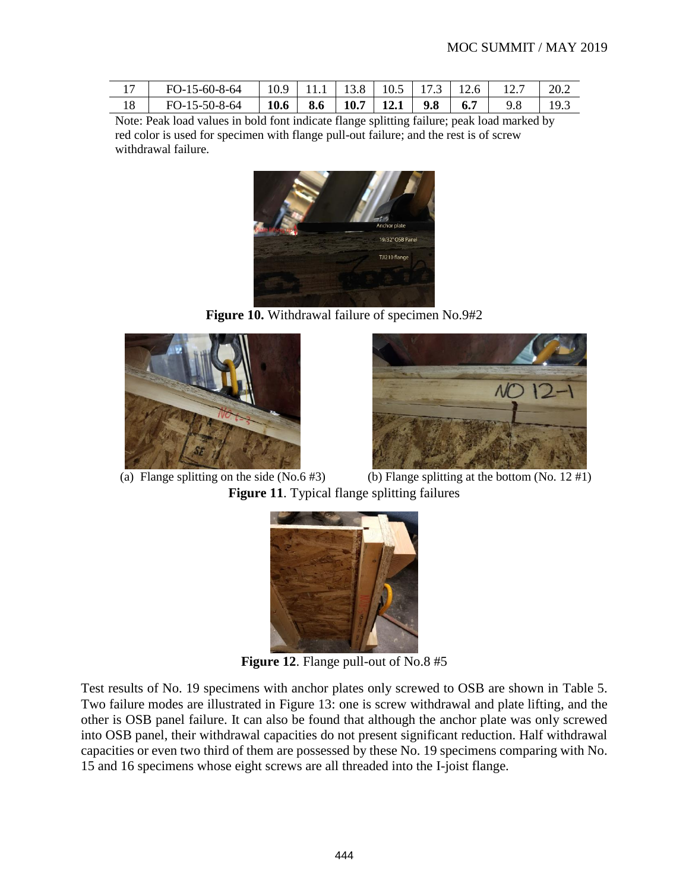| 17 | FO-15-60-8-64 | 10.9 | 11.1 | 13.8 | 10.5 | 17.3 | 12.6 | 12.7 | 20.2 |
|---|---|---|---|---|---|---|---|---|---|
| 18 | FO-15-50-8-64 | **10.6** | **8.6** | **10.7** | **12.1** | **9.8** | **6.7** | 9.8 | 19.3 |

Note: Peak load values in bold font indicate flange splitting failure; peak load marked by red color is used for specimen with flange pull-out failure; and the rest is of screw withdrawal failure.

**Figure 10.** Withdrawal failure of specimen No.9#2

(a) Flange splitting on the side (No.6 #3) (b) Flange splitting at the bottom (No. 12 #1)

**Figure 11**. Typical flange splitting failures

**Figure 12**. Flange pull-out of No.8 #5

Test results of No. 19 specimens with anchor plates only screwed to OSB are shown in Table 5. Two failure modes are illustrated in Figure 13: one is screw withdrawal and plate lifting, and the other is OSB panel failure. It can also be found that although the anchor plate was only screwed into OSB panel, their withdrawal capacities do not present significant reduction. Half withdrawal capacities or even two third of them are possessed by these No. 19 specimens comparing with No. 15 and 16 specimens whose eight screws are all threaded into the I-joist flange.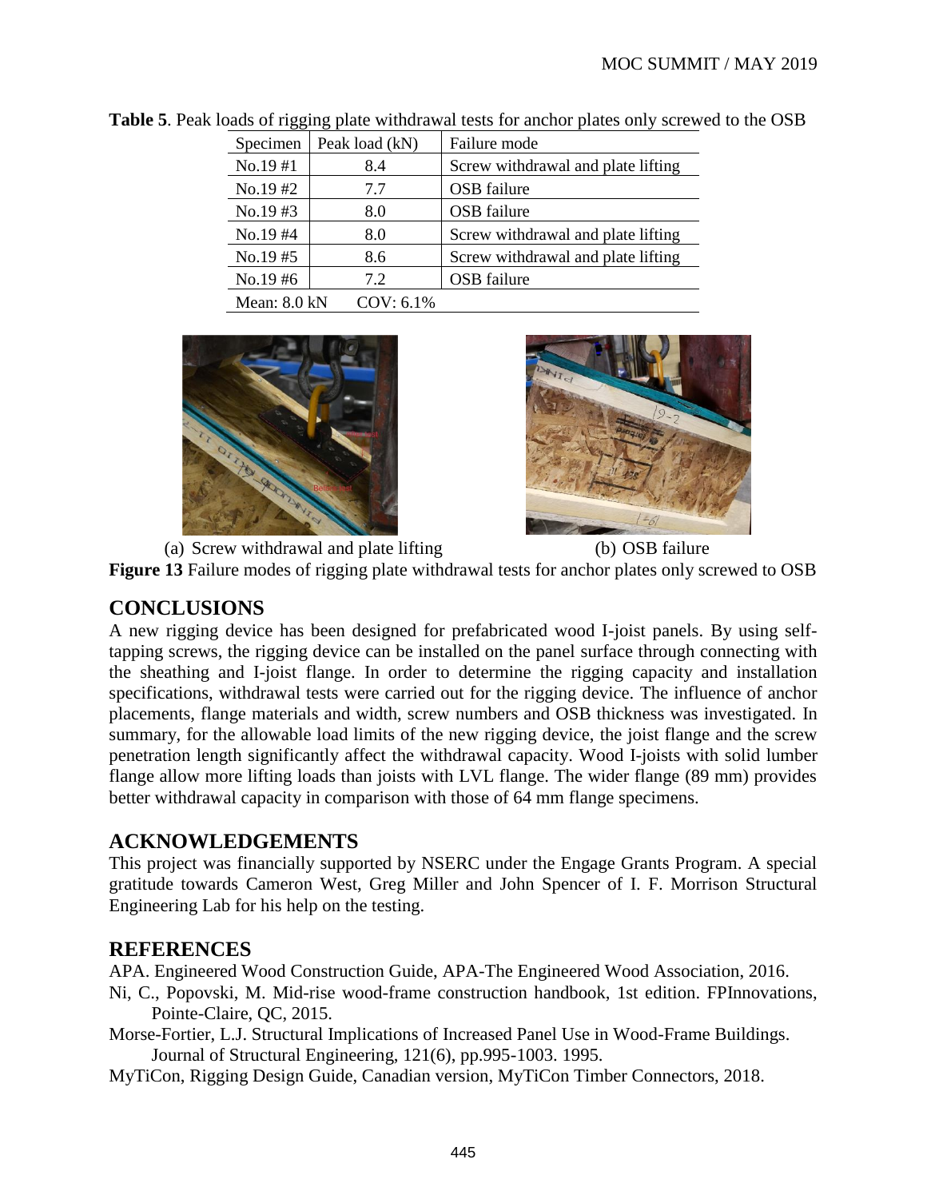**Table 5**. Peak loads of rigging plate withdrawal tests for anchor plates only screwed to the OSB

| Specimen | Peak load (kN) | Failure mode |
|---|---|---|
| No.19 #1 | 8.4 | Screw withdrawal and plate lifting |
| No.19 #2 | 7.7 | OSB failure |
| No.19 #3 | 8.0 | OSB failure |
| No.19 #4 | 8.0 | Screw withdrawal and plate lifting |
| No.19 #5 | 8.6 | Screw withdrawal and plate lifting |
| No.19 #6 | 7.2 | OSB failure |
| Mean: 8.0 kN | COV: 6.1% | |

(a) Screw withdrawal and plate lifting

(b) OSB failure

**Figure 13** Failure modes of rigging plate withdrawal tests for anchor plates only screwed to OSB

## CONCLUSIONS

A new rigging device has been designed for prefabricated wood I-joist panels. By using self-tapping screws, the rigging device can be installed on the panel surface through connecting with the sheathing and I-joist flange. In order to determine the rigging capacity and installation specifications, withdrawal tests were carried out for the rigging device. The influence of anchor placements, flange materials and width, screw numbers and OSB thickness was investigated. In summary, for the allowable load limits of the new rigging device, the joist flange and the screw penetration length significantly affect the withdrawal capacity. Wood I-joists with solid lumber flange allow more lifting loads than joists with LVL flange. The wider flange (89 mm) provides better withdrawal capacity in comparison with those of 64 mm flange specimens.

## ACKNOWLEDGEMENTS

This project was financially supported by NSERC under the Engage Grants Program. A special gratitude towards Cameron West, Greg Miller and John Spencer of I. F. Morrison Structural Engineering Lab for his help on the testing.

## REFERENCES

APA. Engineered Wood Construction Guide, APA-The Engineered Wood Association, 2016.

Ni, C., Popovski, M. Mid-rise wood-frame construction handbook, 1st edition. FPInnovations, Pointe-Claire, QC, 2015.

Morse-Fortier, L.J. Structural Implications of Increased Panel Use in Wood-Frame Buildings. Journal of Structural Engineering, 121(6), pp.995-1003. 1995.

MyTiCon, Rigging Design Guide, Canadian version, MyTiCon Timber Connectors, 2018.